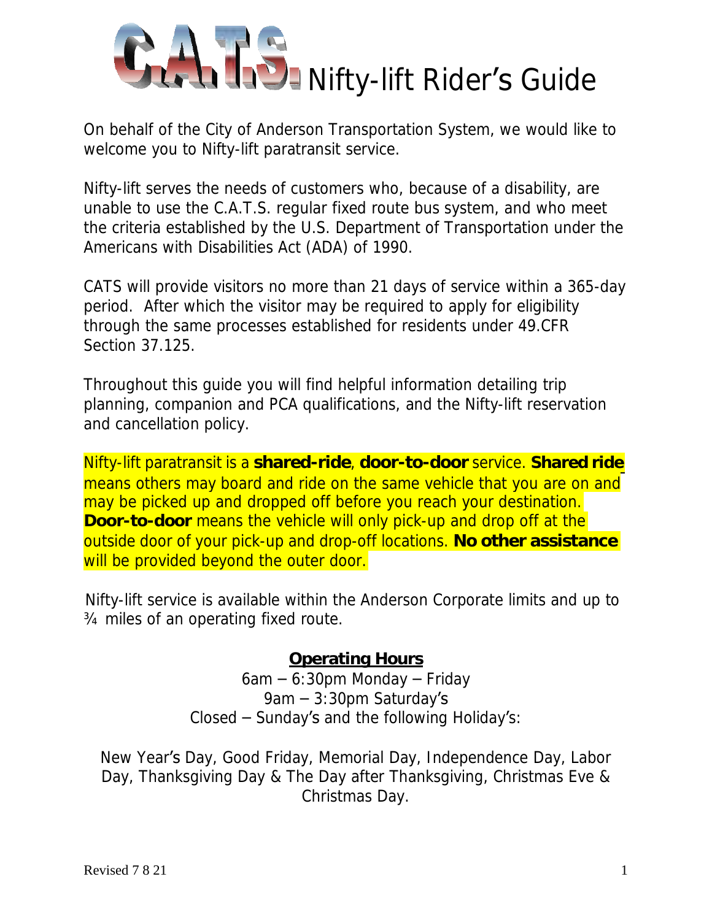# C.A.T.S. Nifty-lift Rider's Guide

On behalf of the City of Anderson Transportation System, we would like to welcome you to Nifty-lift paratransit service.

Nifty-lift serves the needs of customers who, because of a disability, are unable to use the C.A.T.S. regular fixed route bus system, and who meet the criteria established by the U.S. Department of Transportation under the Americans with Disabilities Act (ADA) of 1990.

CATS will provide visitors no more than 21 days of service within a 365-day period. After which the visitor may be required to apply for eligibility through the same processes established for residents under 49.CFR Section 37.125.

Throughout this guide you will find helpful information detailing trip planning, companion and PCA qualifications, and the Nifty-lift reservation and cancellation policy.

Nifty-lift paratransit is a **shared-ride**, **door-to-door** service. **Shared ride** means others may board and ride on the same vehicle that you are on and may be picked up and dropped off before you reach your destination. **Door-to-door** means the vehicle will only pick-up and drop off at the outside door of your pick-up and drop-off locations. **No other assistance** will be provided beyond the outer door.

Nifty-lift service is available within the Anderson Corporate limits and up to ¾ miles of an operating fixed route.

## Operating Hours

6am – 6:30pm Monday – Friday
9am – 3:30pm Saturday's
Closed – Sunday's and the following Holiday's:

New Year's Day, Good Friday, Memorial Day, Independence Day, Labor Day, Thanksgiving Day & The Day after Thanksgiving, Christmas Eve & Christmas Day.

Revised 7 8 21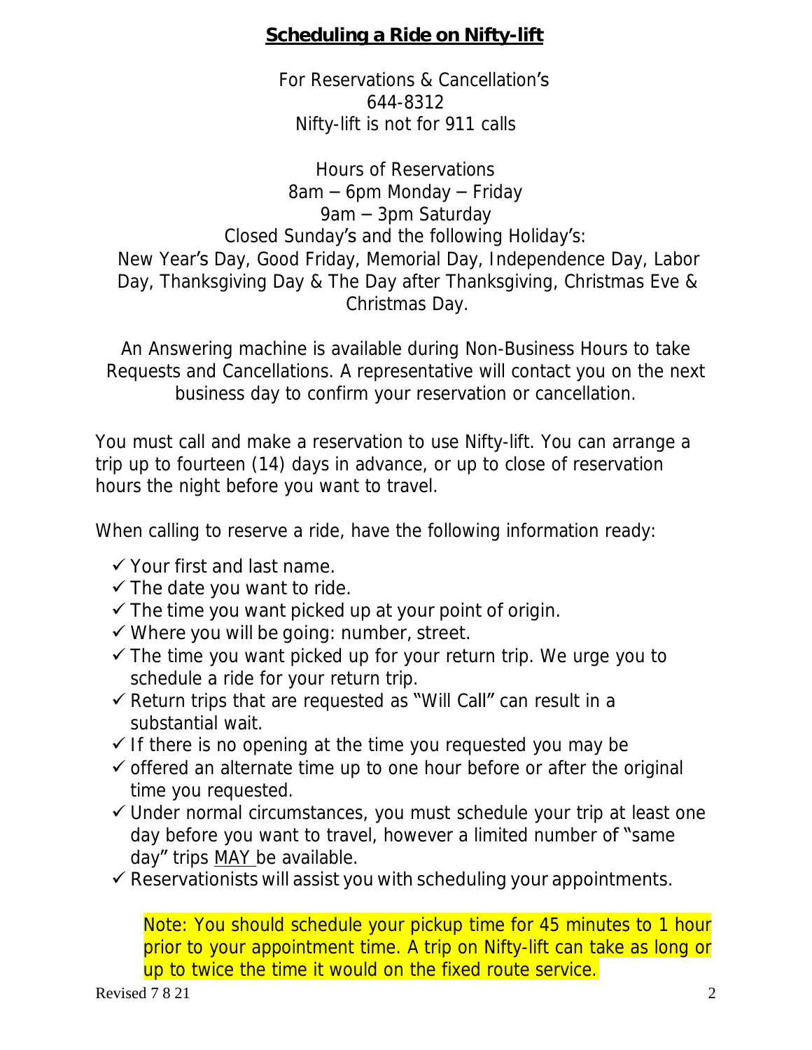# Scheduling a Ride on Nifty-lift

For Reservations & Cancellation's
644-8312
Nifty-lift is not for 911 calls

Hours of Reservations
8am – 6pm Monday – Friday
9am – 3pm Saturday
Closed Sunday's and the following Holiday's:
New Year's Day, Good Friday, Memorial Day, Independence Day, Labor Day, Thanksgiving Day & The Day after Thanksgiving, Christmas Eve & Christmas Day.

An Answering machine is available during Non-Business Hours to take Requests and Cancellations. A representative will contact you on the next business day to confirm your reservation or cancellation.

You must call and make a reservation to use Nifty-lift. You can arrange a trip up to fourteen (14) days in advance, or up to close of reservation hours the night before you want to travel.

When calling to reserve a ride, have the following information ready:

- ✓ Your first and last name.
- ✓ The date you want to ride.
- ✓ The time you want picked up at your point of origin.
- ✓ Where you will be going: number, street.
- ✓ The time you want picked up for your return trip. We urge you to schedule a ride for your return trip.
- ✓ Return trips that are requested as "Will Call" can result in a substantial wait.
- ✓ If there is no opening at the time you requested you may be
- ✓ offered an alternate time up to one hour before or after the original time you requested.
- ✓ Under normal circumstances, you must schedule your trip at least one day before you want to travel, however a limited number of "same day" trips MAY be available.
- ✓ Reservationists will assist you with scheduling your appointments.

Note: You should schedule your pickup time for 45 minutes to 1 hour prior to your appointment time. A trip on Nifty-lift can take as long or up to twice the time it would on the fixed route service.

Revised 7 8 21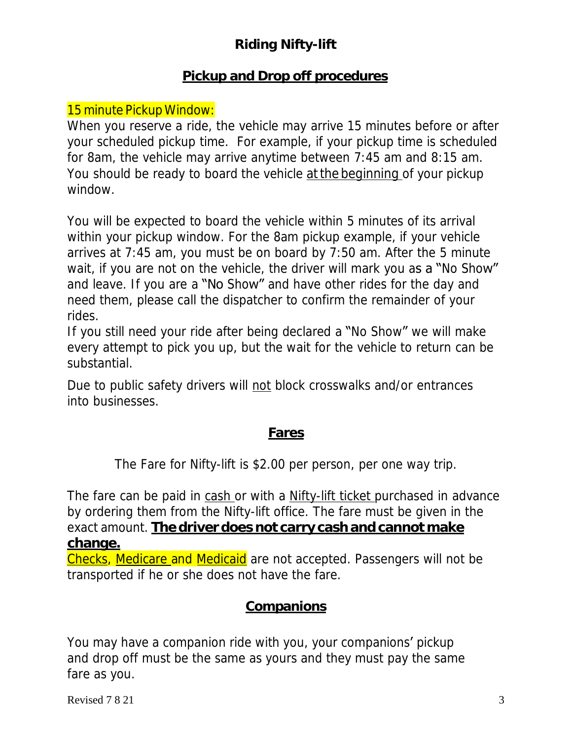# Riding Nifty-lift

## Pickup and Drop off procedures

15 minute Pickup Window:

When you reserve a ride, the vehicle may arrive 15 minutes before or after your scheduled pickup time. For example, if your pickup time is scheduled for 8am, the vehicle may arrive anytime between 7:45 am and 8:15 am. You should be ready to board the vehicle at the beginning of your pickup window.

You will be expected to board the vehicle within 5 minutes of its arrival within your pickup window. For the 8am pickup example, if your vehicle arrives at 7:45 am, you must be on board by 7:50 am. After the 5 minute wait, if you are not on the vehicle, the driver will mark you as a "No Show" and leave. If you are a "No Show" and have other rides for the day and need them, please call the dispatcher to confirm the remainder of your rides.

If you still need your ride after being declared a "No Show" we will make every attempt to pick you up, but the wait for the vehicle to return can be substantial.

Due to public safety drivers will not block crosswalks and/or entrances into businesses.

## Fares

The Fare for Nifty-lift is $2.00 per person, per one way trip.

The fare can be paid in cash or with a Nifty-lift ticket purchased in advance by ordering them from the Nifty-lift office. The fare must be given in the exact amount. **The driver does not carry cash and cannot make change.**

Checks, Medicare and Medicaid are not accepted. Passengers will not be transported if he or she does not have the fare.

## Companions

You may have a companion ride with you, your companions' pickup and drop off must be the same as yours and they must pay the same fare as you.

Revised 7 8 21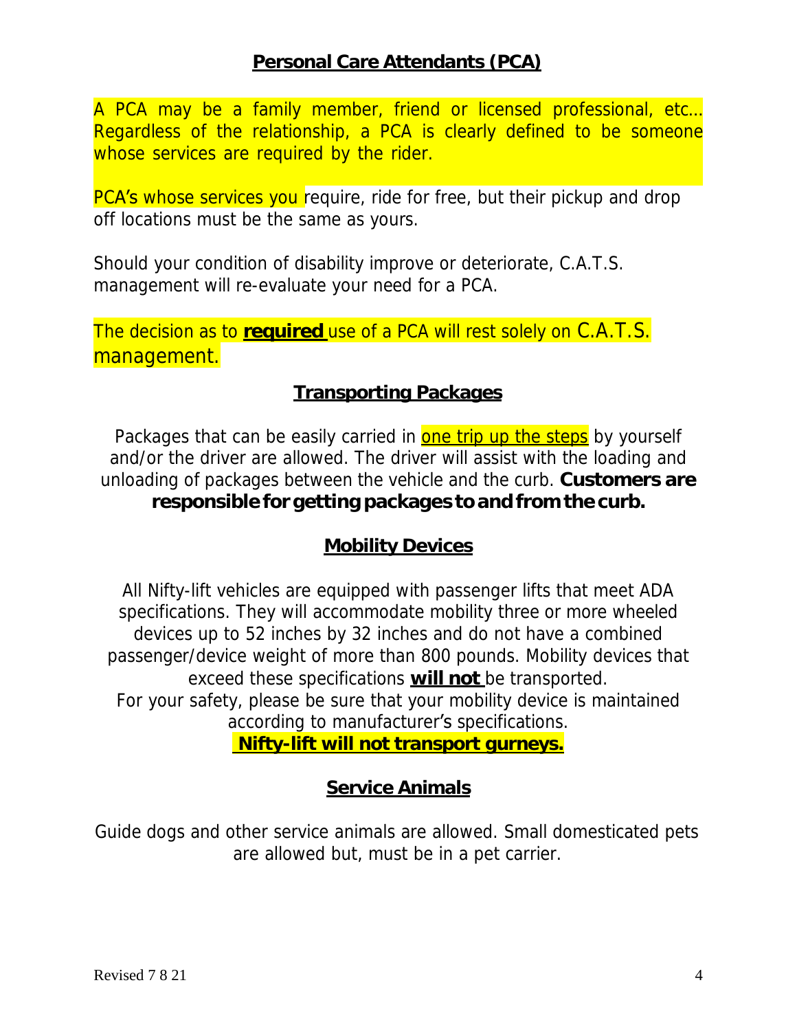## Personal Care Attendants (PCA)

A PCA may be a family member, friend or licensed professional, etc… Regardless of the relationship, a PCA is clearly defined to be someone whose services are required by the rider.

PCA's whose services you require, ride for free, but their pickup and drop off locations must be the same as yours.

Should your condition of disability improve or deteriorate, C.A.T.S. management will re-evaluate your need for a PCA.

The decision as to **required** use of a PCA will rest solely on C.A.T.S. management.

## Transporting Packages

Packages that can be easily carried in one trip up the steps by yourself and/or the driver are allowed. The driver will assist with the loading and unloading of packages between the vehicle and the curb. **Customers are responsible for getting packages to and from the curb.**

## Mobility Devices

All Nifty-lift vehicles are equipped with passenger lifts that meet ADA specifications. They will accommodate mobility three or more wheeled devices up to 52 inches by 32 inches and do not have a combined passenger/device weight of more than 800 pounds. Mobility devices that exceed these specifications **will not** be transported.

For your safety, please be sure that your mobility device is maintained according to manufacturer's specifications.

**Nifty-lift will not transport gurneys.**

## Service Animals

Guide dogs and other service animals are allowed. Small domesticated pets are allowed but, must be in a pet carrier.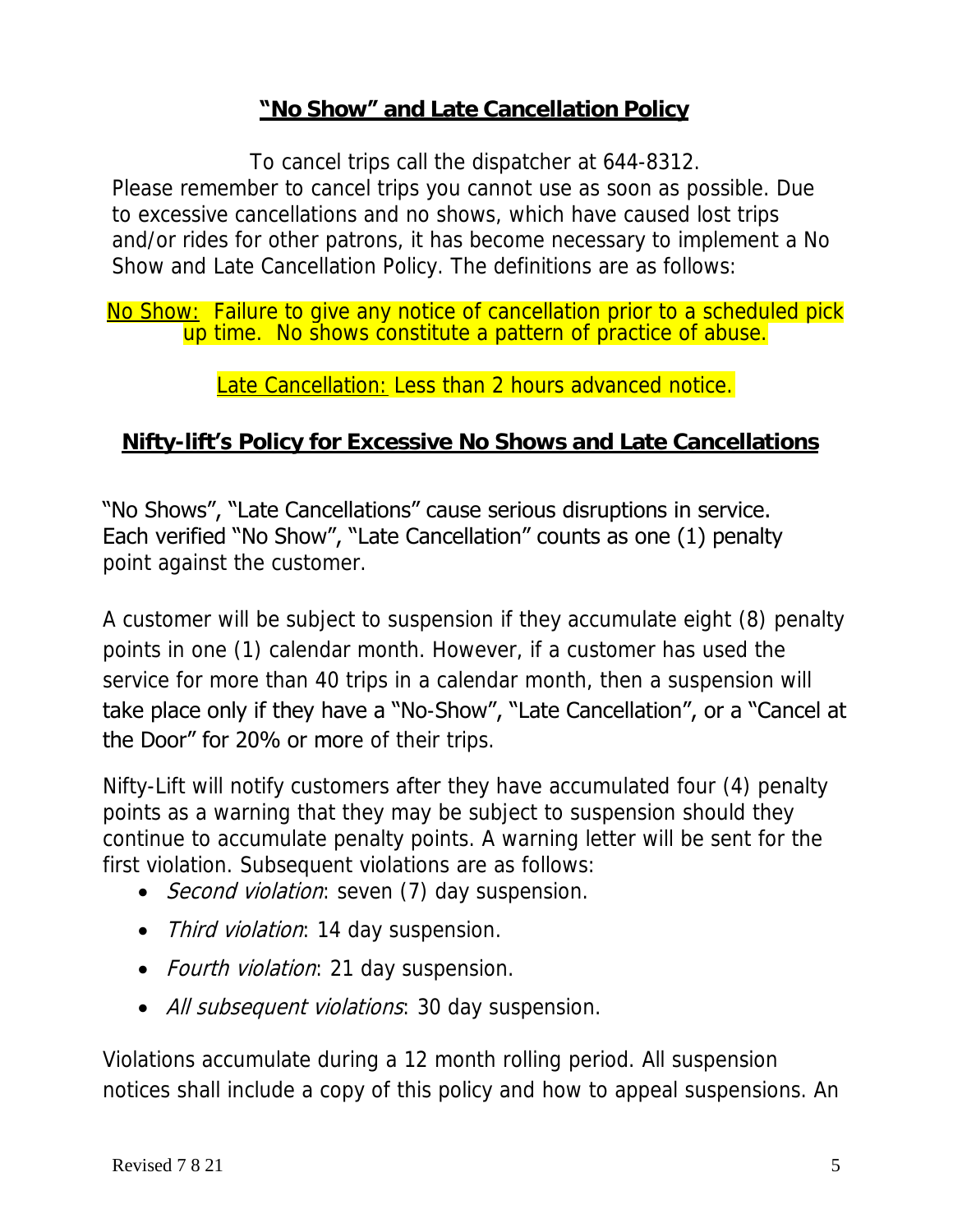## **"No Show" and Late Cancellation Policy**

To cancel trips call the dispatcher at 644-8312.

Please remember to cancel trips you cannot use as soon as possible. Due to excessive cancellations and no shows, which have caused lost trips and/or rides for other patrons, it has become necessary to implement a No Show and Late Cancellation Policy. The definitions are as follows:

No Show: Failure to give any notice of cancellation prior to a scheduled pick up time. No shows constitute a pattern of practice of abuse.

Late Cancellation: Less than 2 hours advanced notice.

## **Nifty-lift's Policy for Excessive No Shows and Late Cancellations**

"No Shows", "Late Cancellations" cause serious disruptions in service. Each verified "No Show", "Late Cancellation" counts as one (1) penalty point against the customer.

A customer will be subject to suspension if they accumulate eight (8) penalty points in one (1) calendar month. However, if a customer has used the service for more than 40 trips in a calendar month, then a suspension will take place only if they have a "No-Show", "Late Cancellation", or a "Cancel at the Door" for 20% or more of their trips.

Nifty-Lift will notify customers after they have accumulated four (4) penalty points as a warning that they may be subject to suspension should they continue to accumulate penalty points. A warning letter will be sent for the first violation. Subsequent violations are as follows:

- *Second violation*: seven (7) day suspension.
- *Third violation*: 14 day suspension.
- *Fourth violation*: 21 day suspension.
- *All subsequent violations*: 30 day suspension.

Violations accumulate during a 12 month rolling period. All suspension notices shall include a copy of this policy and how to appeal suspensions. An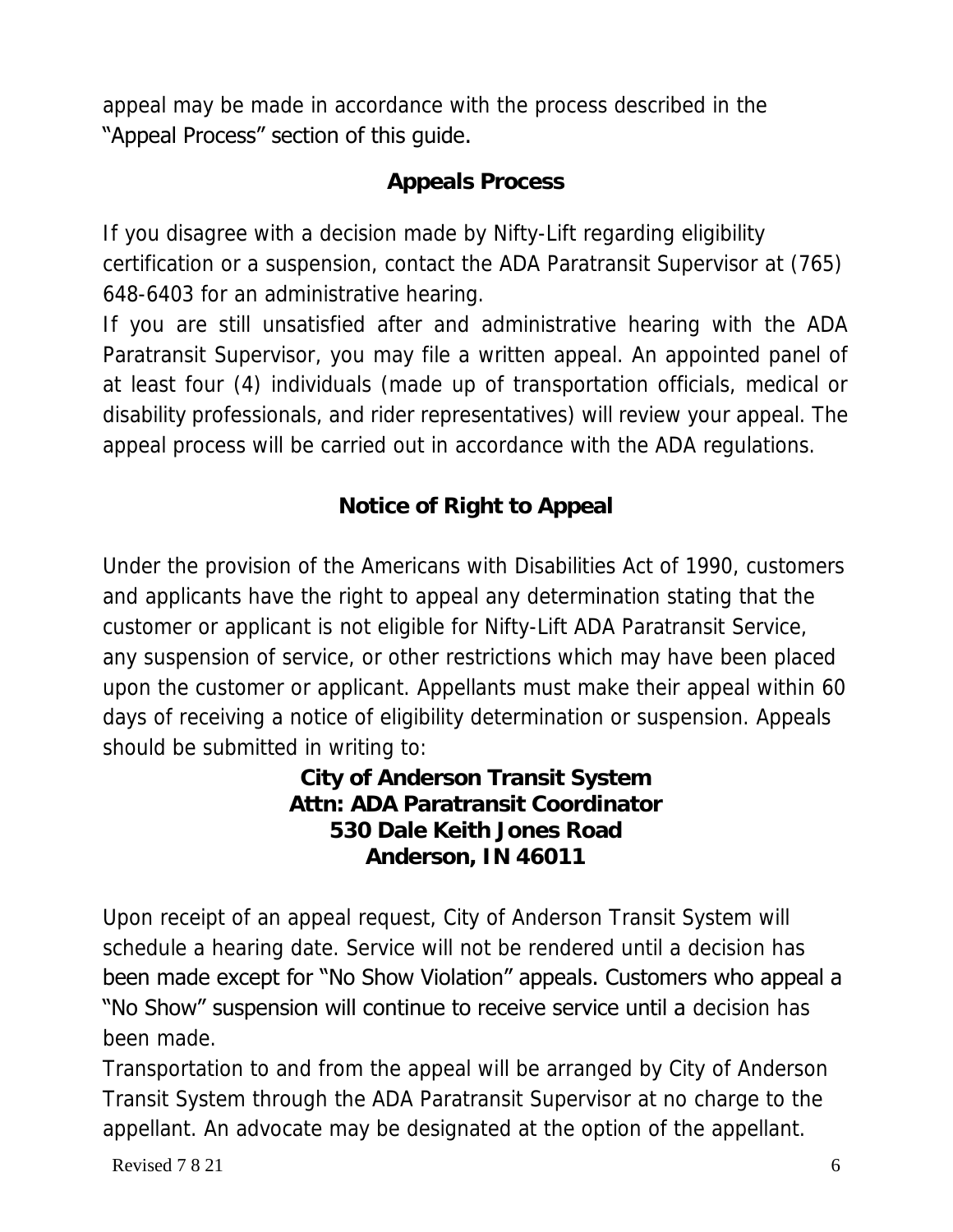appeal may be made in accordance with the process described in the "Appeal Process" section of this guide.

## Appeals Process

If you disagree with a decision made by Nifty-Lift regarding eligibility certification or a suspension, contact the ADA Paratransit Supervisor at (765) 648-6403 for an administrative hearing.

If you are still unsatisfied after and administrative hearing with the ADA Paratransit Supervisor, you may file a written appeal. An appointed panel of at least four (4) individuals (made up of transportation officials, medical or disability professionals, and rider representatives) will review your appeal. The appeal process will be carried out in accordance with the ADA regulations.

## Notice of Right to Appeal

Under the provision of the Americans with Disabilities Act of 1990, customers and applicants have the right to appeal any determination stating that the customer or applicant is not eligible for Nifty-Lift ADA Paratransit Service, any suspension of service, or other restrictions which may have been placed upon the customer or applicant. Appellants must make their appeal within 60 days of receiving a notice of eligibility determination or suspension. Appeals should be submitted in writing to:

**City of Anderson Transit System**
**Attn: ADA Paratransit Coordinator**
**530 Dale Keith Jones Road**
**Anderson, IN 46011**

Upon receipt of an appeal request, City of Anderson Transit System will schedule a hearing date. Service will not be rendered until a decision has been made except for "No Show Violation" appeals. Customers who appeal a "No Show" suspension will continue to receive service until a decision has been made.

Transportation to and from the appeal will be arranged by City of Anderson Transit System through the ADA Paratransit Supervisor at no charge to the appellant. An advocate may be designated at the option of the appellant.

Revised 7 8 21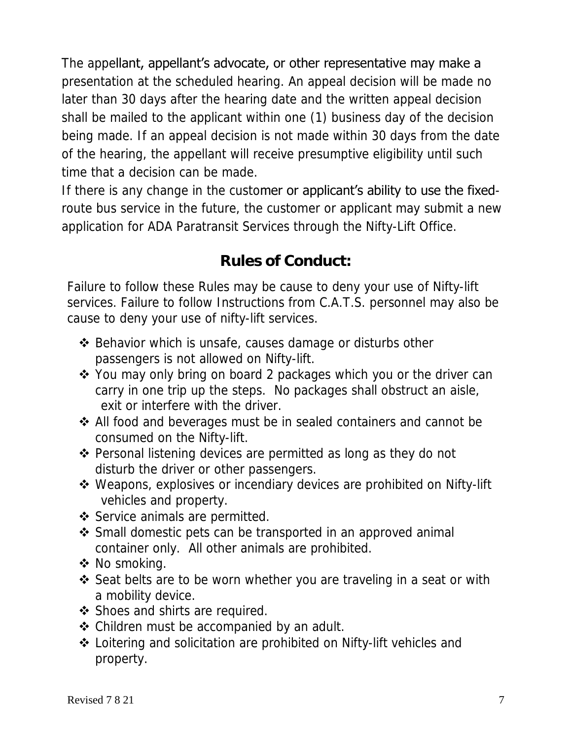The appellant, appellant's advocate, or other representative may make a presentation at the scheduled hearing. An appeal decision will be made no later than 30 days after the hearing date and the written appeal decision shall be mailed to the applicant within one (1) business day of the decision being made. If an appeal decision is not made within 30 days from the date of the hearing, the appellant will receive presumptive eligibility until such time that a decision can be made.

If there is any change in the customer or applicant's ability to use the fixed-route bus service in the future, the customer or applicant may submit a new application for ADA Paratransit Services through the Nifty-Lift Office.

## Rules of Conduct:

Failure to follow these Rules may be cause to deny your use of Nifty-lift services. Failure to follow Instructions from C.A.T.S. personnel may also be cause to deny your use of nifty-lift services.

- Behavior which is unsafe, causes damage or disturbs other passengers is not allowed on Nifty-lift.
- You may only bring on board 2 packages which you or the driver can carry in one trip up the steps. No packages shall obstruct an aisle, exit or interfere with the driver.
- All food and beverages must be in sealed containers and cannot be consumed on the Nifty-lift.
- Personal listening devices are permitted as long as they do not disturb the driver or other passengers.
- Weapons, explosives or incendiary devices are prohibited on Nifty-lift vehicles and property.
- Service animals are permitted.
- Small domestic pets can be transported in an approved animal container only. All other animals are prohibited.
- No smoking.
- Seat belts are to be worn whether you are traveling in a seat or with a mobility device.
- Shoes and shirts are required.
- Children must be accompanied by an adult.
- Loitering and solicitation are prohibited on Nifty-lift vehicles and property.

Revised 7 8 21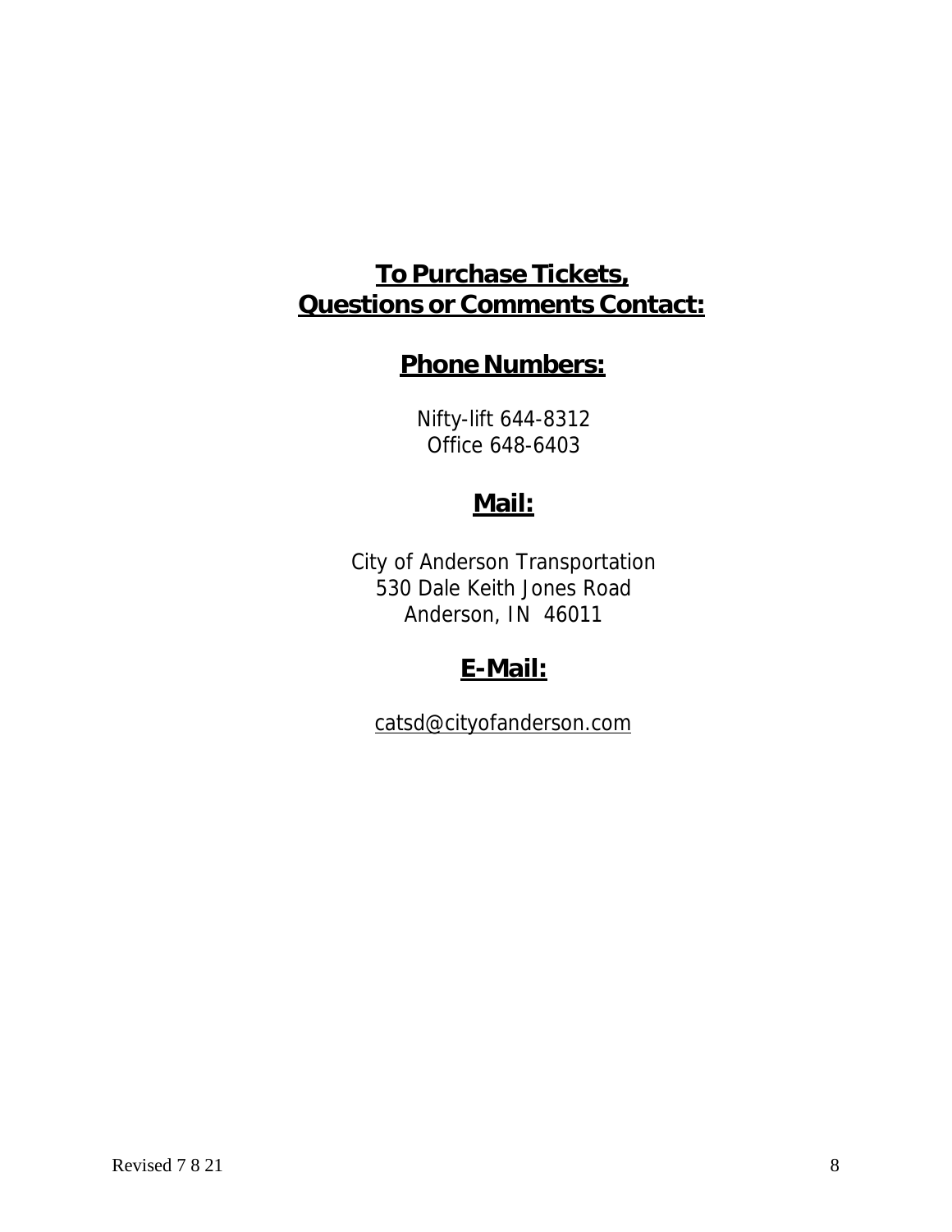## To Purchase Tickets, Questions or Comments Contact:

## Phone Numbers:

Nifty-lift 644-8312
Office 648-6403

## Mail:

City of Anderson Transportation
530 Dale Keith Jones Road
Anderson, IN 46011

## E-Mail:

catsd@cityofanderson.com

Revised 7 8 21